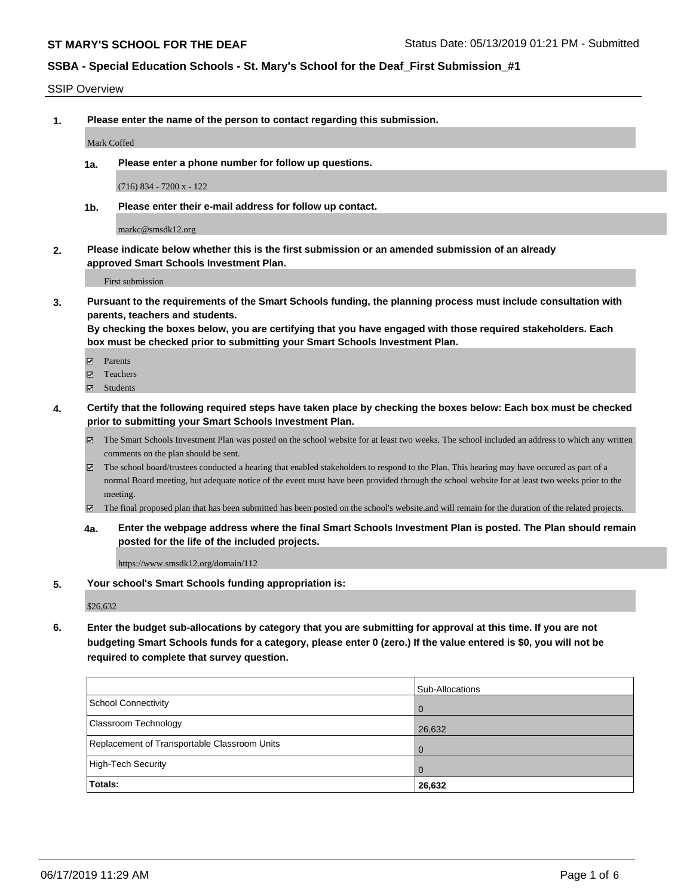**ST MARY'S SCHOOL FOR THE DEAF** Status Date: 05/13/2019 01:21 PM - Submitted

## SSBA - Special Education Schools - St. Mary's School for the Deaf_First Submission_#1

SSIP Overview

**1. Please enter the name of the person to contact regarding this submission.**

Mark Coffed

**1a. Please enter a phone number for follow up questions.**

(716) 834 - 7200 x - 122

**1b. Please enter their e-mail address for follow up contact.**

markc@smsdk12.org

**2. Please indicate below whether this is the first submission or an amended submission of an already approved Smart Schools Investment Plan.**

First submission

**3. Pursuant to the requirements of the Smart Schools funding, the planning process must include consultation with parents, teachers and students.**
**By checking the boxes below, you are certifying that you have engaged with those required stakeholders. Each box must be checked prior to submitting your Smart Schools Investment Plan.**

- ☑ Parents
- ☑ Teachers
- ☑ Students

**4. Certify that the following required steps have taken place by checking the boxes below: Each box must be checked prior to submitting your Smart Schools Investment Plan.**

- ☑ The Smart Schools Investment Plan was posted on the school website for at least two weeks. The school included an address to which any written comments on the plan should be sent.
- ☑ The school board/trustees conducted a hearing that enabled stakeholders to respond to the Plan. This hearing may have occured as part of a normal Board meeting, but adequate notice of the event must have been provided through the school website for at least two weeks prior to the meeting.
- ☑ The final proposed plan that has been submitted has been posted on the school's website.and will remain for the duration of the related projects.

**4a. Enter the webpage address where the final Smart Schools Investment Plan is posted. The Plan should remain posted for the life of the included projects.**

https://www.smsdk12.org/domain/112

**5. Your school's Smart Schools funding appropriation is:**

$26,632

**6. Enter the budget sub-allocations by category that you are submitting for approval at this time. If you are not budgeting Smart Schools funds for a category, please enter 0 (zero.) If the value entered is $0, you will not be required to complete that survey question.**

| | Sub-Allocations |
|---|---|
| School Connectivity | 0 |
| Classroom Technology | 26,632 |
| Replacement of Transportable Classroom Units | 0 |
| High-Tech Security | 0 |
| **Totals:** | **26,632** |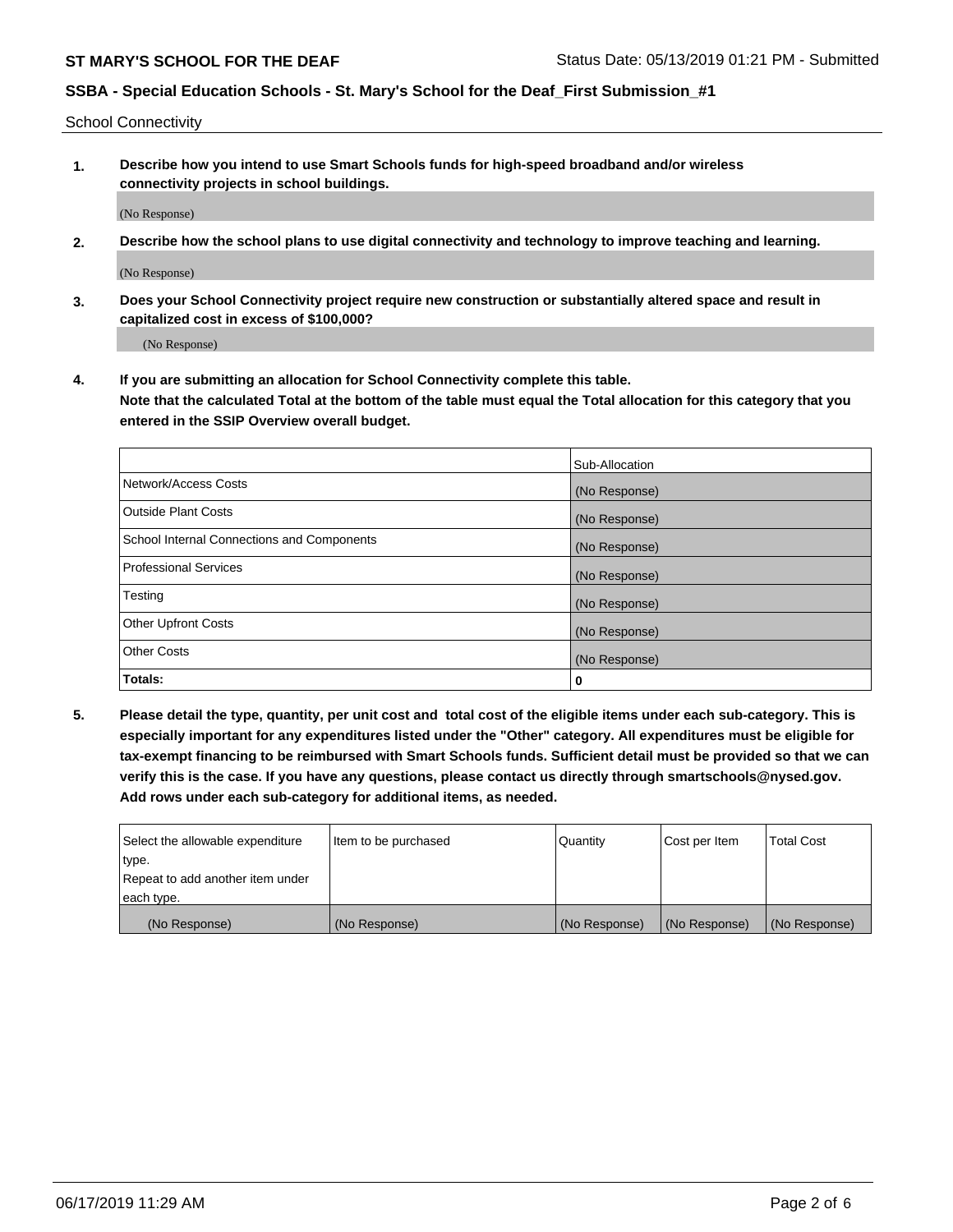School Connectivity

1. **Describe how you intend to use Smart Schools funds for high-speed broadband and/or wireless connectivity projects in school buildings.**

   (No Response)

2. **Describe how the school plans to use digital connectivity and technology to improve teaching and learning.**

   (No Response)

3. **Does your School Connectivity project require new construction or substantially altered space and result in capitalized cost in excess of $100,000?**

   (No Response)

4. **If you are submitting an allocation for School Connectivity complete this table. Note that the calculated Total at the bottom of the table must equal the Total allocation for this category that you entered in the SSIP Overview overall budget.**

|  | Sub-Allocation |
|---|---|
| Network/Access Costs | (No Response) |
| Outside Plant Costs | (No Response) |
| School Internal Connections and Components | (No Response) |
| Professional Services | (No Response) |
| Testing | (No Response) |
| Other Upfront Costs | (No Response) |
| Other Costs | (No Response) |
| **Totals:** | 0 |

5. **Please detail the type, quantity, per unit cost and total cost of the eligible items under each sub-category. This is especially important for any expenditures listed under the "Other" category. All expenditures must be eligible for tax-exempt financing to be reimbursed with Smart Schools funds. Sufficient detail must be provided so that we can verify this is the case. If you have any questions, please contact us directly through smartschools@nysed.gov. Add rows under each sub-category for additional items, as needed.**

| Select the allowable expenditure type. Repeat to add another item under each type. | Item to be purchased | Quantity | Cost per Item | Total Cost |
|---|---|---|---|---|
| (No Response) | (No Response) | (No Response) | (No Response) | (No Response) |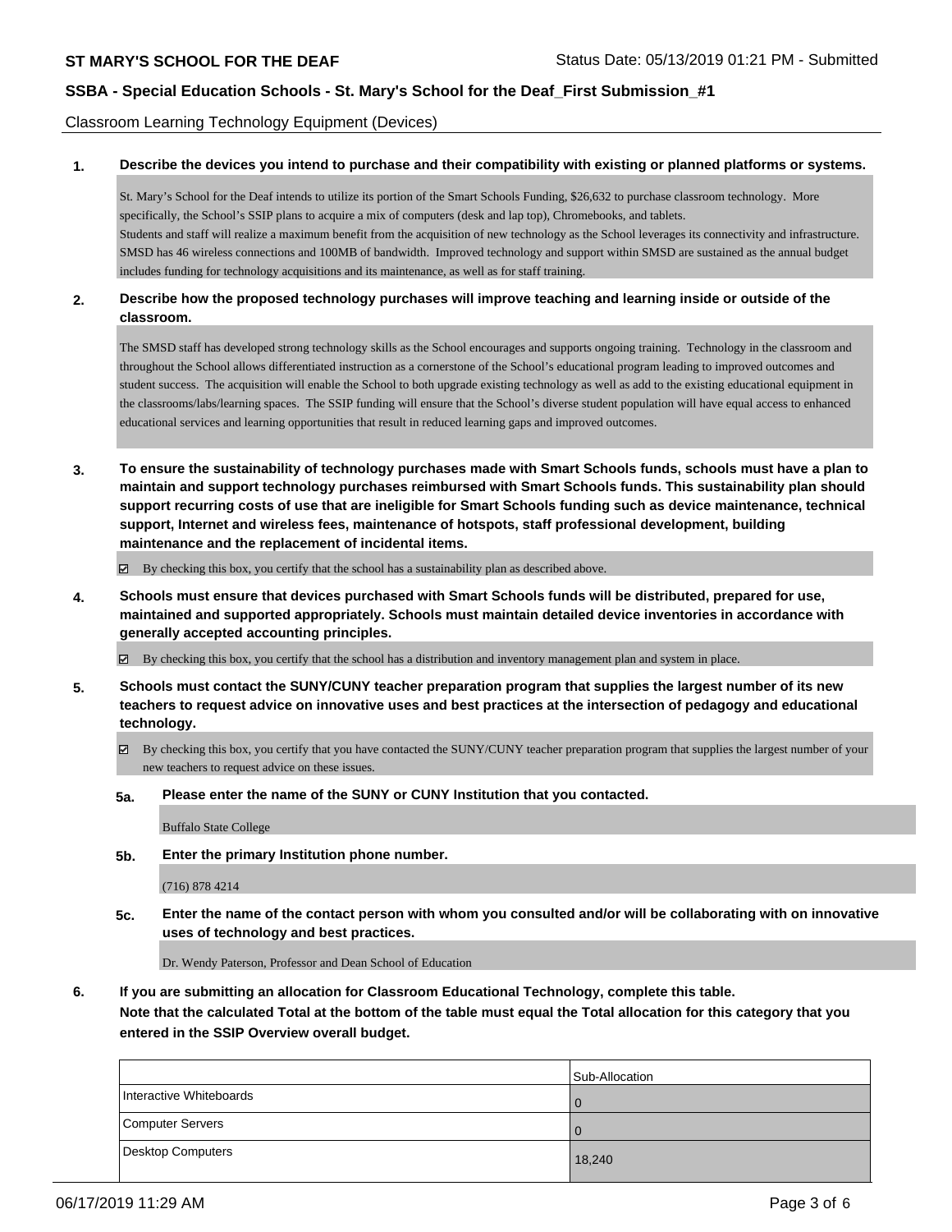Classroom Learning Technology Equipment (Devices)

**1. Describe the devices you intend to purchase and their compatibility with existing or planned platforms or systems.**

St. Mary's School for the Deaf intends to utilize its portion of the Smart Schools Funding, $26,632 to purchase classroom technology. More specifically, the School's SSIP plans to acquire a mix of computers (desk and lap top), Chromebooks, and tablets.
Students and staff will realize a maximum benefit from the acquisition of new technology as the School leverages its connectivity and infrastructure. SMSD has 46 wireless connections and 100MB of bandwidth. Improved technology and support within SMSD are sustained as the annual budget includes funding for technology acquisitions and its maintenance, as well as for staff training.

**2. Describe how the proposed technology purchases will improve teaching and learning inside or outside of the classroom.**

The SMSD staff has developed strong technology skills as the School encourages and supports ongoing training. Technology in the classroom and throughout the School allows differentiated instruction as a cornerstone of the School's educational program leading to improved outcomes and student success. The acquisition will enable the School to both upgrade existing technology as well as add to the existing educational equipment in the classrooms/labs/learning spaces. The SSIP funding will ensure that the School's diverse student population will have equal access to enhanced educational services and learning opportunities that result in reduced learning gaps and improved outcomes.

**3. To ensure the sustainability of technology purchases made with Smart Schools funds, schools must have a plan to maintain and support technology purchases reimbursed with Smart Schools funds. This sustainability plan should support recurring costs of use that are ineligible for Smart Schools funding such as device maintenance, technical support, Internet and wireless fees, maintenance of hotspots, staff professional development, building maintenance and the replacement of incidental items.**

☑ By checking this box, you certify that the school has a sustainability plan as described above.

**4. Schools must ensure that devices purchased with Smart Schools funds will be distributed, prepared for use, maintained and supported appropriately. Schools must maintain detailed device inventories in accordance with generally accepted accounting principles.**

☑ By checking this box, you certify that the school has a distribution and inventory management plan and system in place.

**5. Schools must contact the SUNY/CUNY teacher preparation program that supplies the largest number of its new teachers to request advice on innovative uses and best practices at the intersection of pedagogy and educational technology.**

☑ By checking this box, you certify that you have contacted the SUNY/CUNY teacher preparation program that supplies the largest number of your new teachers to request advice on these issues.

**5a. Please enter the name of the SUNY or CUNY Institution that you contacted.**

Buffalo State College

**5b. Enter the primary Institution phone number.**

(716) 878 4214

**5c. Enter the name of the contact person with whom you consulted and/or will be collaborating with on innovative uses of technology and best practices.**

Dr. Wendy Paterson, Professor and Dean School of Education

**6. If you are submitting an allocation for Classroom Educational Technology, complete this table.**
**Note that the calculated Total at the bottom of the table must equal the Total allocation for this category that you entered in the SSIP Overview overall budget.**

| | Sub-Allocation |
|---|---|
| Interactive Whiteboards | 0 |
| Computer Servers | 0 |
| Desktop Computers | 18,240 |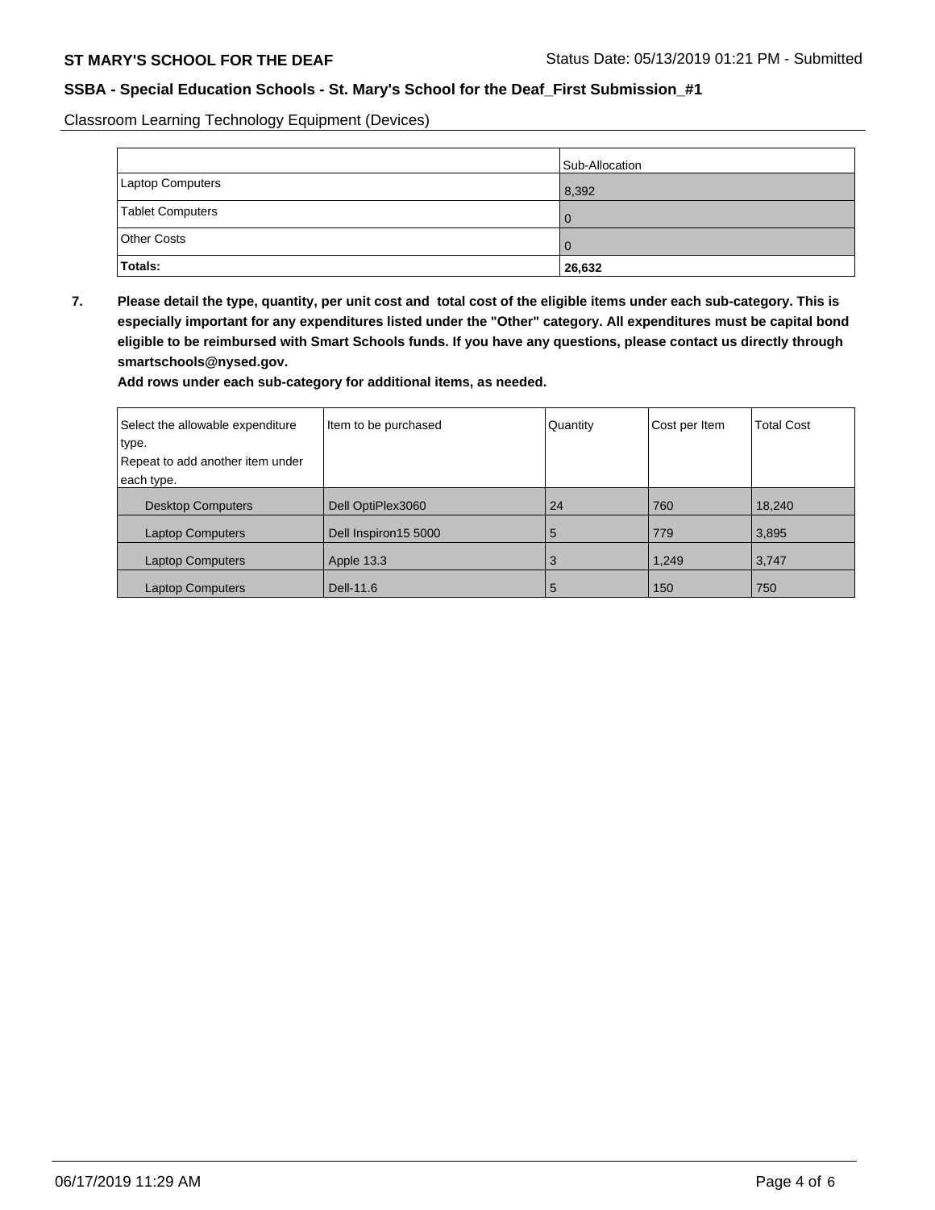Classroom Learning Technology Equipment (Devices)

| | Sub-Allocation |
|---|---|
| Laptop Computers | 8,392 |
| Tablet Computers | 0 |
| Other Costs | 0 |
| **Totals:** | **26,632** |

**7. Please detail the type, quantity, per unit cost and total cost of the eligible items under each sub-category. This is especially important for any expenditures listed under the "Other" category. All expenditures must be capital bond eligible to be reimbursed with Smart Schools funds. If you have any questions, please contact us directly through smartschools@nysed.gov.**

**Add rows under each sub-category for additional items, as needed.**

| Select the allowable expenditure type. Repeat to add another item under each type. | Item to be purchased | Quantity | Cost per Item | Total Cost |
|---|---|---|---|---|
| Desktop Computers | Dell OptiPlex3060 | 24 | 760 | 18,240 |
| Laptop Computers | Dell Inspiron15 5000 | 5 | 779 | 3,895 |
| Laptop Computers | Apple 13.3 | 3 | 1,249 | 3,747 |
| Laptop Computers | Dell-11.6 | 5 | 150 | 750 |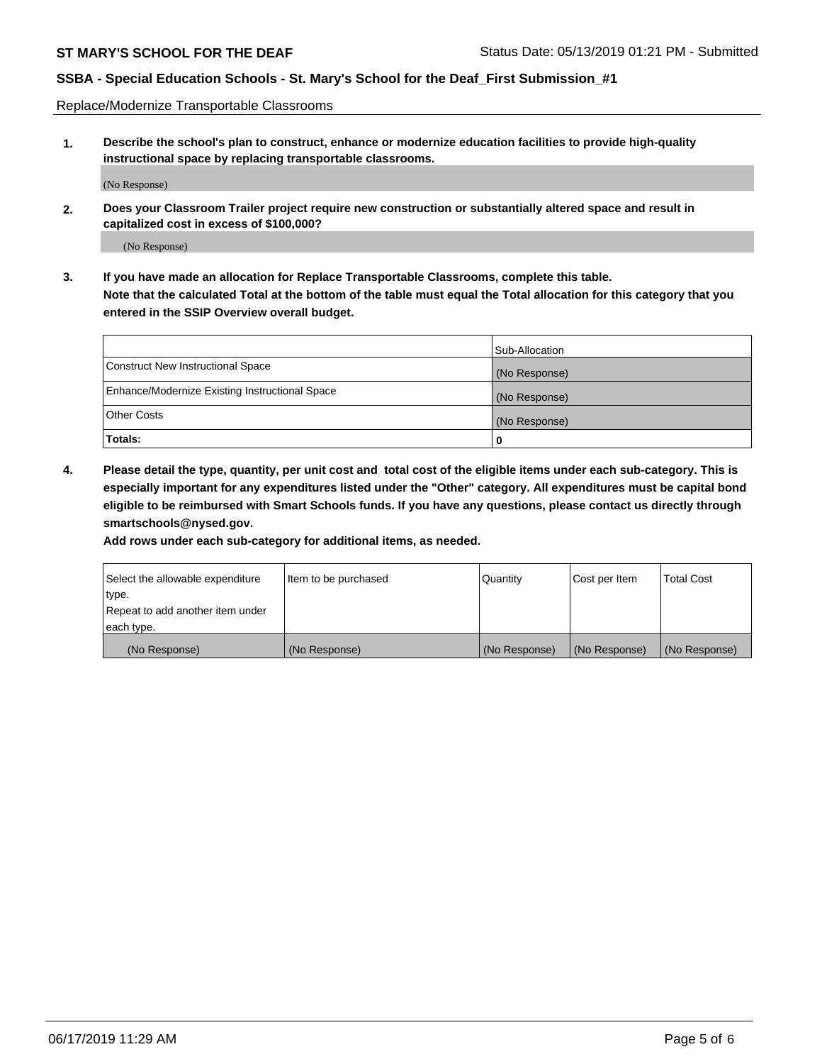Replace/Modernize Transportable Classrooms

**1. Describe the school's plan to construct, enhance or modernize education facilities to provide high-quality instructional space by replacing transportable classrooms.**

(No Response)

**2. Does your Classroom Trailer project require new construction or substantially altered space and result in capitalized cost in excess of $100,000?**

(No Response)

**3. If you have made an allocation for Replace Transportable Classrooms, complete this table. Note that the calculated Total at the bottom of the table must equal the Total allocation for this category that you entered in the SSIP Overview overall budget.**

| | Sub-Allocation |
|---|---|
| Construct New Instructional Space | (No Response) |
| Enhance/Modernize Existing Instructional Space | (No Response) |
| Other Costs | (No Response) |
| **Totals:** | **0** |

**4. Please detail the type, quantity, per unit cost and total cost of the eligible items under each sub-category. This is especially important for any expenditures listed under the "Other" category. All expenditures must be capital bond eligible to be reimbursed with Smart Schools funds. If you have any questions, please contact us directly through smartschools@nysed.gov.**

**Add rows under each sub-category for additional items, as needed.**

| Select the allowable expenditure type. Repeat to add another item under each type. | Item to be purchased | Quantity | Cost per Item | Total Cost |
|---|---|---|---|---|
| (No Response) | (No Response) | (No Response) | (No Response) | (No Response) |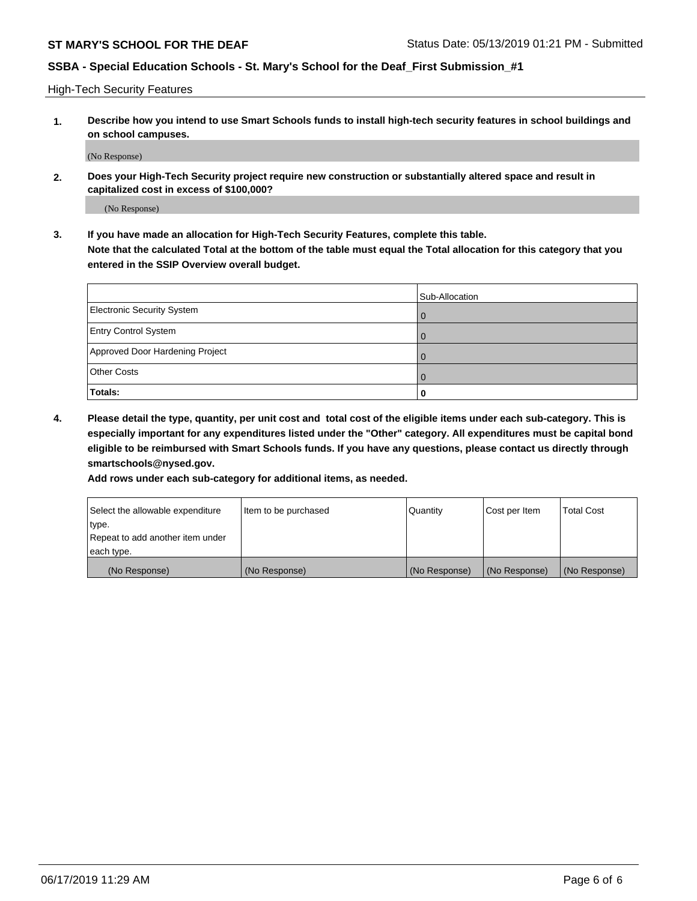High-Tech Security Features

**1. Describe how you intend to use Smart Schools funds to install high-tech security features in school buildings and on school campuses.**

(No Response)

**2. Does your High-Tech Security project require new construction or substantially altered space and result in capitalized cost in excess of $100,000?**

(No Response)

**3. If you have made an allocation for High-Tech Security Features, complete this table.**
**Note that the calculated Total at the bottom of the table must equal the Total allocation for this category that you entered in the SSIP Overview overall budget.**

| | Sub-Allocation |
|---|---|
| Electronic Security System | 0 |
| Entry Control System | 0 |
| Approved Door Hardening Project | 0 |
| Other Costs | 0 |
| **Totals:** | **0** |

**4. Please detail the type, quantity, per unit cost and total cost of the eligible items under each sub-category. This is especially important for any expenditures listed under the "Other" category. All expenditures must be capital bond eligible to be reimbursed with Smart Schools funds. If you have any questions, please contact us directly through smartschools@nysed.gov.**

**Add rows under each sub-category for additional items, as needed.**

| Select the allowable expenditure type. Repeat to add another item under each type. | Item to be purchased | Quantity | Cost per Item | Total Cost |
|---|---|---|---|---|
| (No Response) | (No Response) | (No Response) | (No Response) | (No Response) |